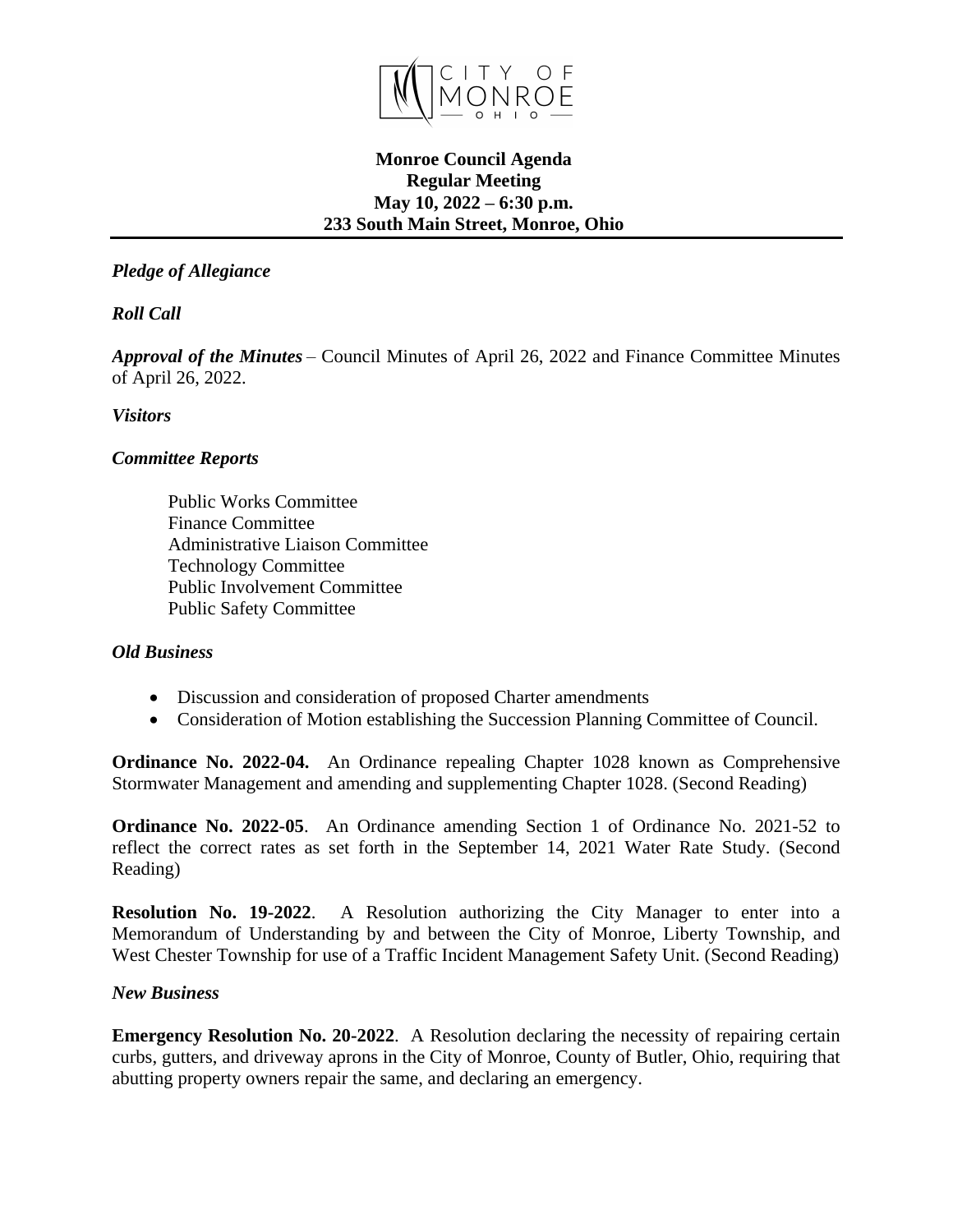CITY OF MONROE OHIO

**Monroe Council Agenda**
**Regular Meeting**
**May 10, 2022 – 6:30 p.m.**
**233 South Main Street, Monroe, Ohio**

***Pledge of Allegiance***

***Roll Call***

***Approval of the Minutes*** – Council Minutes of April 26, 2022 and Finance Committee Minutes of April 26, 2022.

***Visitors***

***Committee Reports***

Public Works Committee
Finance Committee
Administrative Liaison Committee
Technology Committee
Public Involvement Committee
Public Safety Committee

***Old Business***

- Discussion and consideration of proposed Charter amendments
- Consideration of Motion establishing the Succession Planning Committee of Council.

**Ordinance No. 2022-04.** An Ordinance repealing Chapter 1028 known as Comprehensive Stormwater Management and amending and supplementing Chapter 1028. (Second Reading)

**Ordinance No. 2022-05**. An Ordinance amending Section 1 of Ordinance No. 2021-52 to reflect the correct rates as set forth in the September 14, 2021 Water Rate Study. (Second Reading)

**Resolution No. 19-2022**. A Resolution authorizing the City Manager to enter into a Memorandum of Understanding by and between the City of Monroe, Liberty Township, and West Chester Township for use of a Traffic Incident Management Safety Unit. (Second Reading)

***New Business***

**Emergency Resolution No. 20-2022**. A Resolution declaring the necessity of repairing certain curbs, gutters, and driveway aprons in the City of Monroe, County of Butler, Ohio, requiring that abutting property owners repair the same, and declaring an emergency.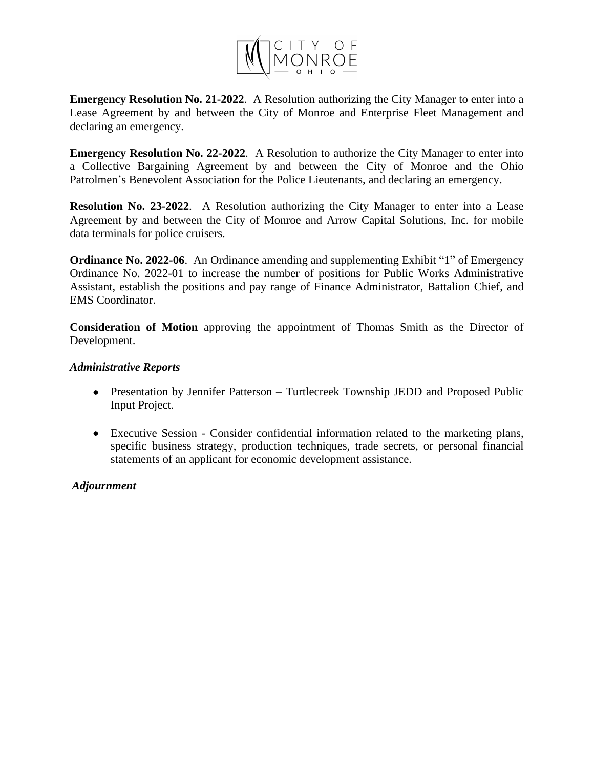**Emergency Resolution No. 21-2022**. A Resolution authorizing the City Manager to enter into a Lease Agreement by and between the City of Monroe and Enterprise Fleet Management and declaring an emergency.

**Emergency Resolution No. 22-2022**. A Resolution to authorize the City Manager to enter into a Collective Bargaining Agreement by and between the City of Monroe and the Ohio Patrolmen's Benevolent Association for the Police Lieutenants, and declaring an emergency.

**Resolution No. 23-2022**. A Resolution authorizing the City Manager to enter into a Lease Agreement by and between the City of Monroe and Arrow Capital Solutions, Inc. for mobile data terminals for police cruisers.

**Ordinance No. 2022-06**. An Ordinance amending and supplementing Exhibit "1" of Emergency Ordinance No. 2022-01 to increase the number of positions for Public Works Administrative Assistant, establish the positions and pay range of Finance Administrator, Battalion Chief, and EMS Coordinator.

**Consideration of Motion** approving the appointment of Thomas Smith as the Director of Development.

***Administrative Reports***

- Presentation by Jennifer Patterson – Turtlecreek Township JEDD and Proposed Public Input Project.
- Executive Session - Consider confidential information related to the marketing plans, specific business strategy, production techniques, trade secrets, or personal financial statements of an applicant for economic development assistance.

***Adjournment***